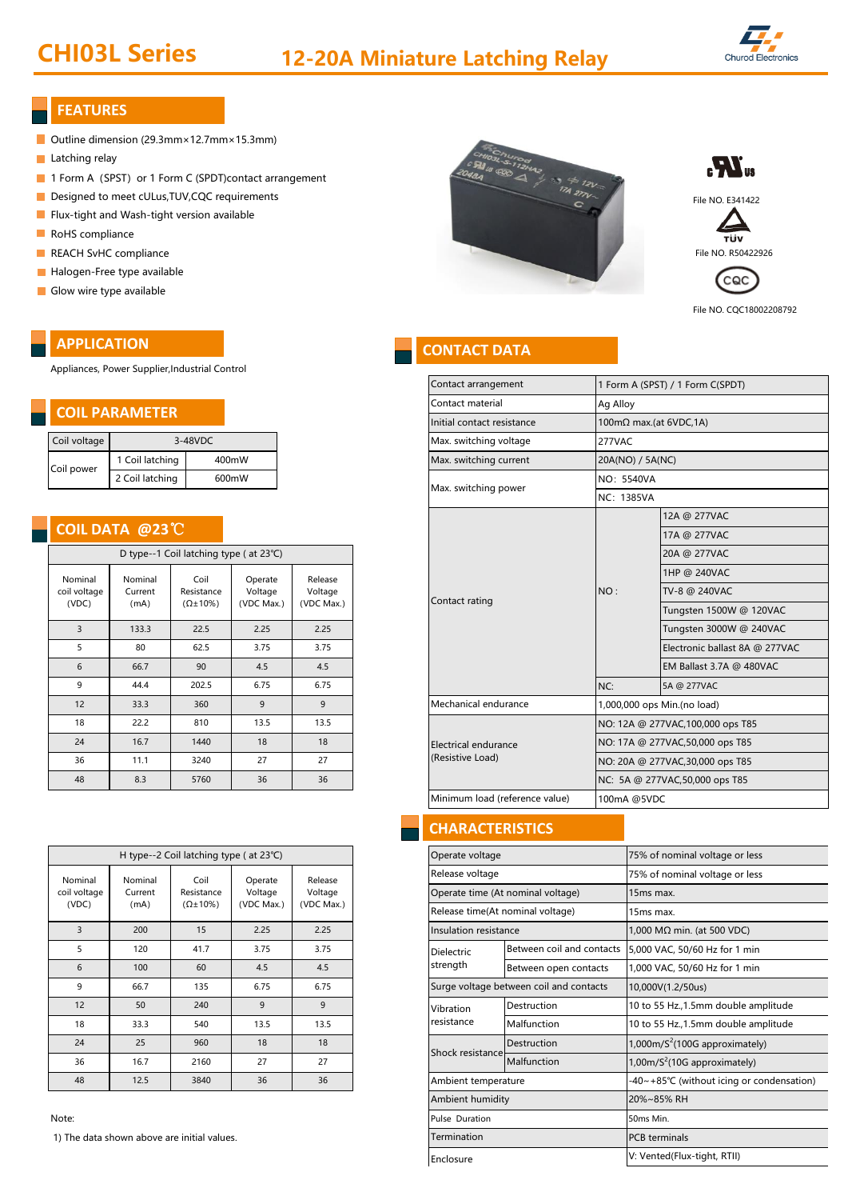# CHI03L Series

## 12-20A Miniature Latching Relay

## FEATURES

- Outline dimension (29.3mm×12.7mm×15.3mm)
- Latching relay
- 1 Form A (SPST) or 1 Form C (SPDT)contact arrangement
- Designed to meet cULus,TUV,CQC requirements
- Flux-tight and Wash-tight version available
- RoHS compliance
- REACH SvHC compliance
- Halogen-Free type available
- Glow wire type available

File NO. E341422

File NO. R50422926

File NO. CQC18002208792

## APPLICATION

Appliances, Power Supplier,Industrial Control

## COIL PARAMETER

| Coil voltage | 3-48VDC | |
|---|---|---|
| Coil power | 1 Coil latching | 400mW |
| | 2 Coil latching | 600mW |

## COIL DATA @23℃

| D type--1 Coil latching type ( at 23℃) | | | | |
|---|---|---|---|---|
| Nominal coil voltage (VDC) | Nominal Current (mA) | Coil Resistance (Ω±10%) | Operate Voltage (VDC Max.) | Release Voltage (VDC Max.) |
| 3 | 133.3 | 22.5 | 2.25 | 2.25 |
| 5 | 80 | 62.5 | 3.75 | 3.75 |
| 6 | 66.7 | 90 | 4.5 | 4.5 |
| 9 | 44.4 | 202.5 | 6.75 | 6.75 |
| 12 | 33.3 | 360 | 9 | 9 |
| 18 | 22.2 | 810 | 13.5 | 13.5 |
| 24 | 16.7 | 1440 | 18 | 18 |
| 36 | 11.1 | 3240 | 27 | 27 |
| 48 | 8.3 | 5760 | 36 | 36 |

| H type--2 Coil latching type ( at 23℃) | | | | |
|---|---|---|---|---|
| Nominal coil voltage (VDC) | Nominal Current (mA) | Coil Resistance (Ω±10%) | Operate Voltage (VDC Max.) | Release Voltage (VDC Max.) |
| 3 | 200 | 15 | 2.25 | 2.25 |
| 5 | 120 | 41.7 | 3.75 | 3.75 |
| 6 | 100 | 60 | 4.5 | 4.5 |
| 9 | 66.7 | 135 | 6.75 | 6.75 |
| 12 | 50 | 240 | 9 | 9 |
| 18 | 33.3 | 540 | 13.5 | 13.5 |
| 24 | 25 | 960 | 18 | 18 |
| 36 | 16.7 | 2160 | 27 | 27 |
| 48 | 12.5 | 3840 | 36 | 36 |

Note:

1) The data shown above are initial values.

## CONTACT DATA

| Contact arrangement | 1 Form A (SPST) / 1 Form C(SPDT) | |
|---|---|---|
| Contact material | Ag Alloy | |
| Initial contact resistance | 100mΩ max.(at 6VDC,1A) | |
| Max. switching voltage | 277VAC | |
| Max. switching current | 20A(NO) / 5A(NC) | |
| Max. switching power | NO: 5540VA | |
| | NC: 1385VA | |
| Contact rating | NO : | 12A @ 277VAC |
| | | 17A @ 277VAC |
| | | 20A @ 277VAC |
| | | 1HP @ 240VAC |
| | | TV-8 @ 240VAC |
| | | Tungsten 1500W @ 120VAC |
| | | Tungsten 3000W @ 240VAC |
| | | Electronic ballast 8A @ 277VAC |
| | | EM Ballast 3.7A @ 480VAC |
| | NC: | 5A @ 277VAC |
| Mechanical endurance | 1,000,000 ops Min.(no load) | |
| Electrical endurance (Resistive Load) | NO: 12A @ 277VAC,100,000 ops T85 | |
| | NO: 17A @ 277VAC,50,000 ops T85 | |
| | NO: 20A @ 277VAC,30,000 ops T85 | |
| | NC: 5A @ 277VAC,50,000 ops T85 | |
| Minimum load (reference value) | 100mA @5VDC | |

## CHARACTERISTICS

| Operate voltage | | 75% of nominal voltage or less |
|---|---|---|
| Release voltage | | 75% of nominal voltage or less |
| Operate time (At nominal voltage) | | 15ms max. |
| Release time(At nominal voltage) | | 15ms max. |
| Insulation resistance | | 1,000 MΩ min. (at 500 VDC) |
| Dielectric strength | Between coil and contacts | 5,000 VAC, 50/60 Hz for 1 min |
| | Between open contacts | 1,000 VAC, 50/60 Hz for 1 min |
| Surge voltage between coil and contacts | | 10,000V(1.2/50us) |
| Vibration resistance | Destruction | 10 to 55 Hz.,1.5mm double amplitude |
| | Malfunction | 10 to 55 Hz.,1.5mm double amplitude |
| Shock resistance | Destruction | 1,000m/S$^2$(100G approximately) |
| | Malfunction | 1,00m/S$^2$(10G approximately) |
| Ambient temperature | | -40~+85℃ (without icing or condensation) |
| Ambient humidity | | 20%~85% RH |
| Pulse Duration | | 50ms Min. |
| Termination | | PCB terminals |
| Enclosure | | V: Vented(Flux-tight, RTII) |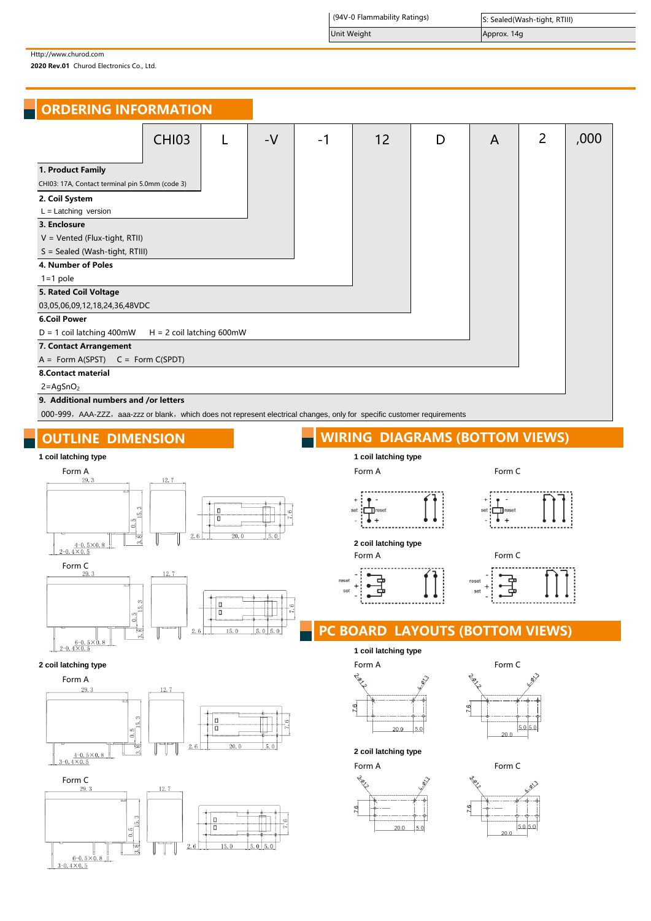| (94V-0 Flammability Ratings) | S: Sealed(Wash-tight, RTIII) |
| --- | --- |
| Unit Weight | Approx. 14g |

## ORDERING INFORMATION

| CHI03 | L | -V | -1 | 12 | D | A | 2 | ,000 |
| --- | --- | --- | --- | --- | --- | --- | --- | --- |

**1. Product Family**
CHI03: 17A, Contact terminal pin 5.0mm (code 3)

**2. Coil System**
L = Latching version

**3. Enclosure**
V = Vented (Flux-tight, RTII)
S = Sealed (Wash-tight, RTIII)

**4. Number of Poles**
1=1 pole

**5. Rated Coil Voltage**
03,05,06,09,12,18,24,36,48VDC

**6.Coil Power**
D = 1 coil latching 400mW    H = 2 coil latching 600mW

**7. Contact Arrangement**
A = Form A(SPST)    C = Form C(SPDT)

**8.Contact material**
2=$AgSnO_2$

**9. Additional numbers and /or letters**
000-999，AAA-ZZZ，aaa-zzz or blank，which does not represent electrical changes, only for specific customer requirements

## OUTLINE DIMENSION

**1 coil latching type**

Form A

29.3, 12.7, 15.3, 0.5, 3.8, 4-0.5×0.8, 2-0.4×0.5, 2.6, 20.0, 5.0, 7.6

Form C

29.3, 12.7, 15.3, 0.5, 3.8, 6-0.5×0.8, 2-0.4×0.5, 2.6, 15.0, 5.0, 5.0, 7.6

**2 coil latching type**

Form A

29.3, 12.7, 15.3, 0.5, 3.8, 4-0.5×0.8, 3-0.4×0.5, 2.6, 20.0, 5.0, 7.6

Form C

29.3, 12.7, 15.3, 0.5, 3.8, 6-0.5×0.8, 3-0.4×0.5, 2.6, 15.0, 5.0, 5.0, 7.6

## WIRING DIAGRAMS (BOTTOM VIEWS)

**1 coil latching type**

Form A    Form C

**2 coil latching type**

Form A    Form C

## PC BOARD LAYOUTS (BOTTOM VIEWS)

**1 coil latching type**

Form A: 2-Φ1.2, 4-Φ1.3, 7.6, 20.0, 5.0

Form C: 2-Φ1.2, 6-Φ1.3, 7.6, 20.0, 5.0, 5.0

**2 coil latching type**

Form A: 3-Φ1.2, 4-Φ1.3, 7.6, 20.0, 5.0

Form C: 3-Φ1.2, 6-Φ1.3, 7.6, 20.0, 5.0, 5.0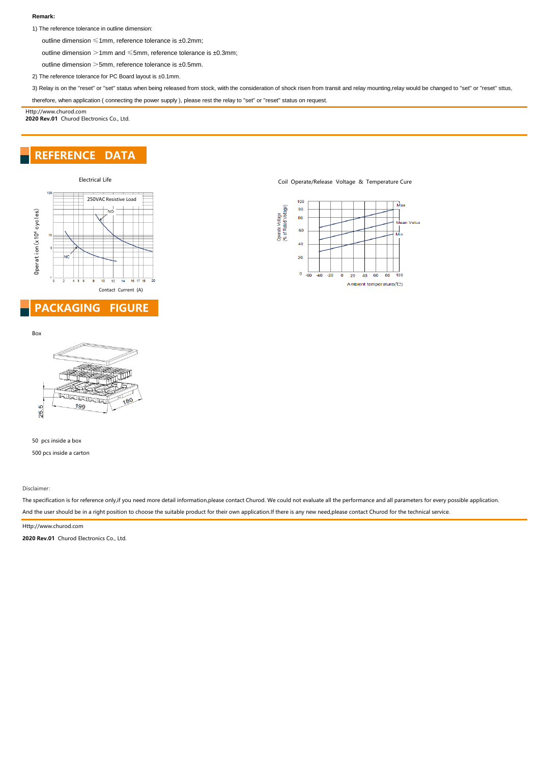**Remark:**

1) The reference tolerance in outline dimension:

outline dimension ≤1mm, reference tolerance is ±0.2mm;

outline dimension >1mm and ≤5mm, reference tolerance is ±0.3mm;

outline dimension >5mm, reference tolerance is ±0.5mm.

2) The reference tolerance for PC Board layout is ±0.1mm.

3) Relay is on the "reset" or "set" status when being released from stock, with the consideration of shock risen from transit and relay mounting,relay would be changed to "set" or "reset" sttus, therefore, when application ( connecting the power supply ), please rest the relay to "set" or "reset" status on request.

## REFERENCE DATA

Electrical Life

250VAC Resistive Load

NO

NC

Operation (x10⁴ cycles)

100
10
5
1

0 2 4 5 6 8 10 12 14 16 17 18 20

Contact Current (A)

Coil Operate/Release Voltage & Temperature Cure

Operate Voltage (% of Rated Voltage)

100 90 80 60 40 20 0

Max

Mean Velue

Min

-60 -40 -20 0 20 40 60 80 100

Ambient temperature(℃)

## PACKAGING FIGURE

Box

25.5

199

180

50 pcs inside a box

500 pcs inside a carton

Disclaimer:

The specification is for reference only,if you need more detail information,please contact Churod. We could not evaluate all the performance and all parameters for every possible application.

And the user should be in a right position to choose the suitable product for their own application.If there is any new need,please contact Churod for the technical service.